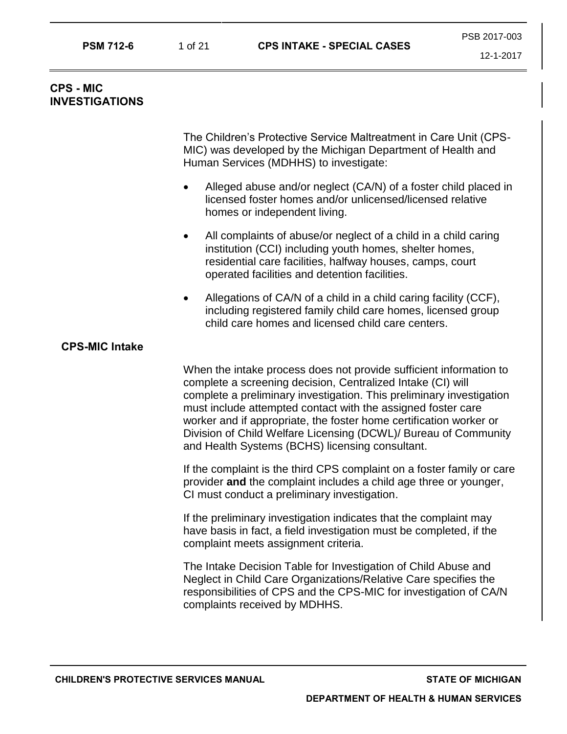## CPS - MIC INVESTIGATIONS

The Children's Protective Service Maltreatment in Care Unit (CPS-MIC) was developed by the Michigan Department of Health and Human Services (MDHHS) to investigate:

- Alleged abuse and/or neglect (CA/N) of a foster child placed in licensed foster homes and/or unlicensed/licensed relative homes or independent living.
- All complaints of abuse/or neglect of a child in a child caring institution (CCI) including youth homes, shelter homes, residential care facilities, halfway houses, camps, court operated facilities and detention facilities.
- Allegations of CA/N of a child in a child caring facility (CCF), including registered family child care homes, licensed group child care homes and licensed child care centers.

### CPS-MIC Intake

When the intake process does not provide sufficient information to complete a screening decision, Centralized Intake (CI) will complete a preliminary investigation. This preliminary investigation must include attempted contact with the assigned foster care worker and if appropriate, the foster home certification worker or Division of Child Welfare Licensing (DCWL)/ Bureau of Community and Health Systems (BCHS) licensing consultant.

If the complaint is the third CPS complaint on a foster family or care provider **and** the complaint includes a child age three or younger, CI must conduct a preliminary investigation.

If the preliminary investigation indicates that the complaint may have basis in fact, a field investigation must be completed, if the complaint meets assignment criteria.

The Intake Decision Table for Investigation of Child Abuse and Neglect in Child Care Organizations/Relative Care specifies the responsibilities of CPS and the CPS-MIC for investigation of CA/N complaints received by MDHHS.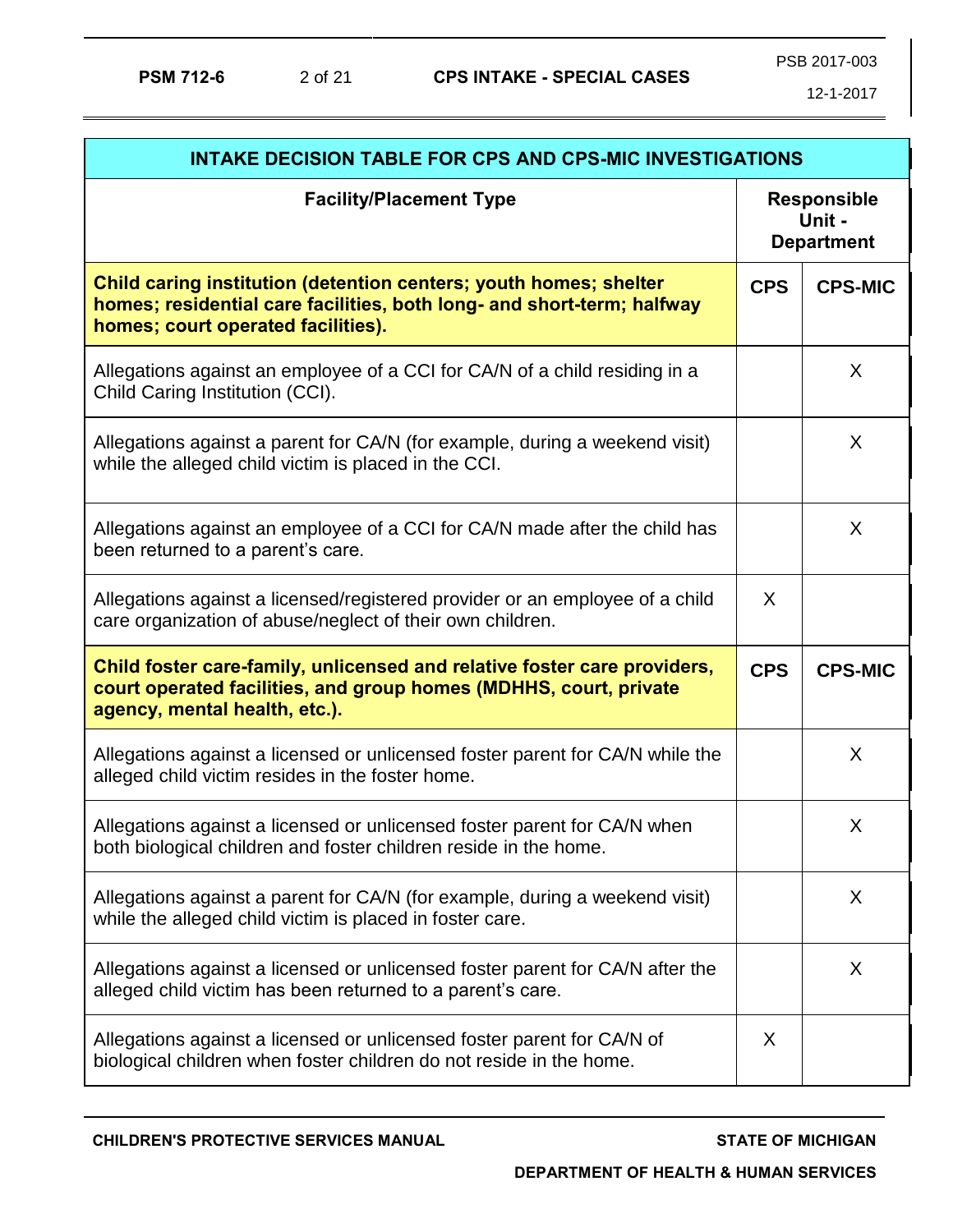| INTAKE DECISION TABLE FOR CPS AND CPS-MIC INVESTIGATIONS | | |
|---|---|---|
| **Facility/Placement Type** | **Responsible Unit - Department** | |
| **Child caring institution (detention centers; youth homes; shelter homes; residential care facilities, both long- and short-term; halfway homes; court operated facilities).** | **CPS** | **CPS-MIC** |
| Allegations against an employee of a CCI for CA/N of a child residing in a Child Caring Institution (CCI). | | X |
| Allegations against a parent for CA/N (for example, during a weekend visit) while the alleged child victim is placed in the CCI. | | X |
| Allegations against an employee of a CCI for CA/N made after the child has been returned to a parent's care. | | X |
| Allegations against a licensed/registered provider or an employee of a child care organization of abuse/neglect of their own children. | X | |
| **Child foster care-family, unlicensed and relative foster care providers, court operated facilities, and group homes (MDHHS, court, private agency, mental health, etc.).** | **CPS** | **CPS-MIC** |
| Allegations against a licensed or unlicensed foster parent for CA/N while the alleged child victim resides in the foster home. | | X |
| Allegations against a licensed or unlicensed foster parent for CA/N when both biological children and foster children reside in the home. | | X |
| Allegations against a parent for CA/N (for example, during a weekend visit) while the alleged child victim is placed in foster care. | | X |
| Allegations against a licensed or unlicensed foster parent for CA/N after the alleged child victim has been returned to a parent's care. | | X |
| Allegations against a licensed or unlicensed foster parent for CA/N of biological children when foster children do not reside in the home. | X | |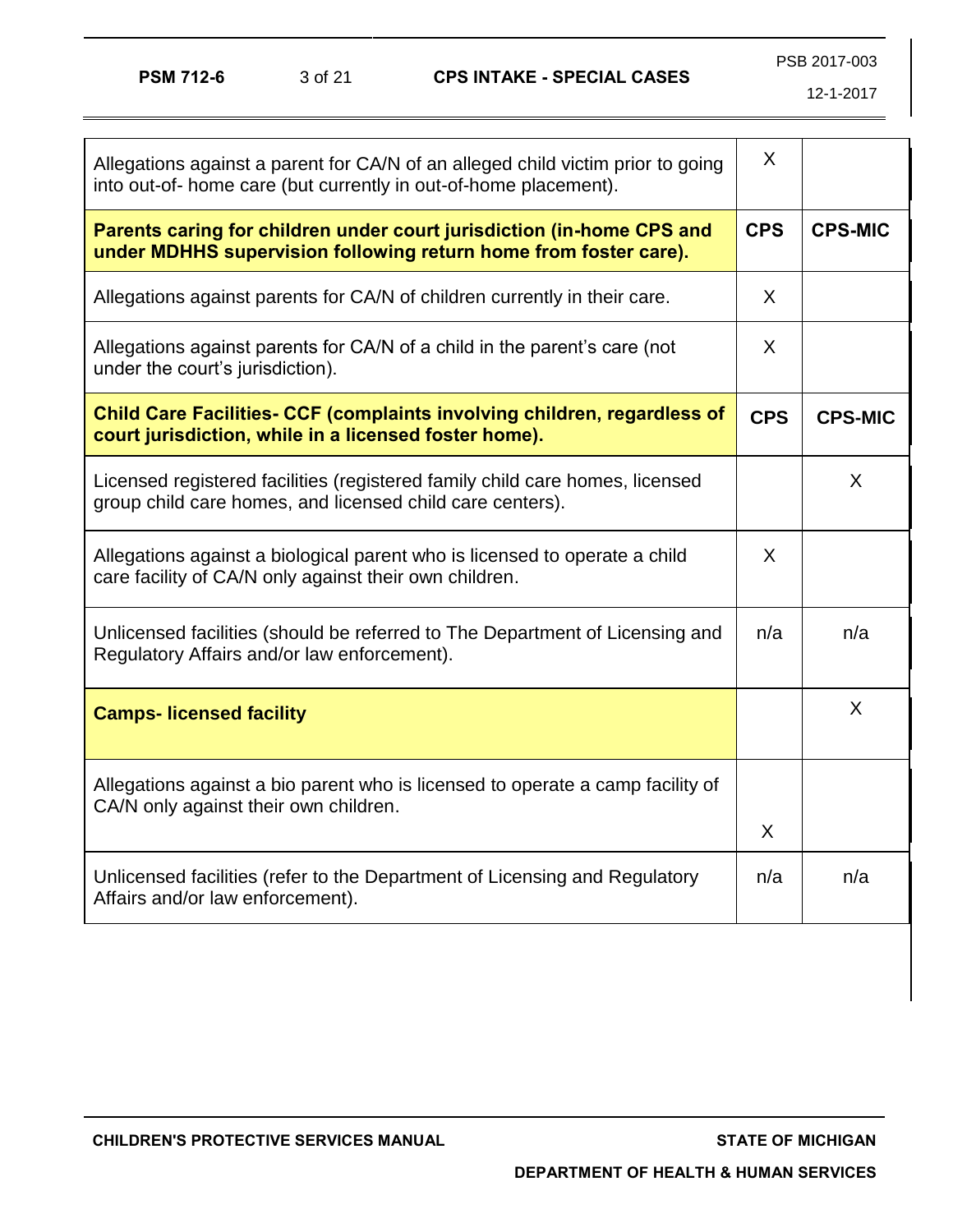| | | |
|---|---|---|
| Allegations against a parent for CA/N of an alleged child victim prior to going into out-of- home care (but currently in out-of-home placement). | X | |
| **Parents caring for children under court jurisdiction (in-home CPS and under MDHHS supervision following return home from foster care).** | **CPS** | **CPS-MIC** |
| Allegations against parents for CA/N of children currently in their care. | X | |
| Allegations against parents for CA/N of a child in the parent's care (not under the court's jurisdiction). | X | |
| **Child Care Facilities- CCF (complaints involving children, regardless of court jurisdiction, while in a licensed foster home).** | **CPS** | **CPS-MIC** |
| Licensed registered facilities (registered family child care homes, licensed group child care homes, and licensed child care centers). | | X |
| Allegations against a biological parent who is licensed to operate a child care facility of CA/N only against their own children. | X | |
| Unlicensed facilities (should be referred to The Department of Licensing and Regulatory Affairs and/or law enforcement). | n/a | n/a |
| **Camps- licensed facility** | | X |
| Allegations against a bio parent who is licensed to operate a camp facility of CA/N only against their own children. | X | |
| Unlicensed facilities (refer to the Department of Licensing and Regulatory Affairs and/or law enforcement). | n/a | n/a |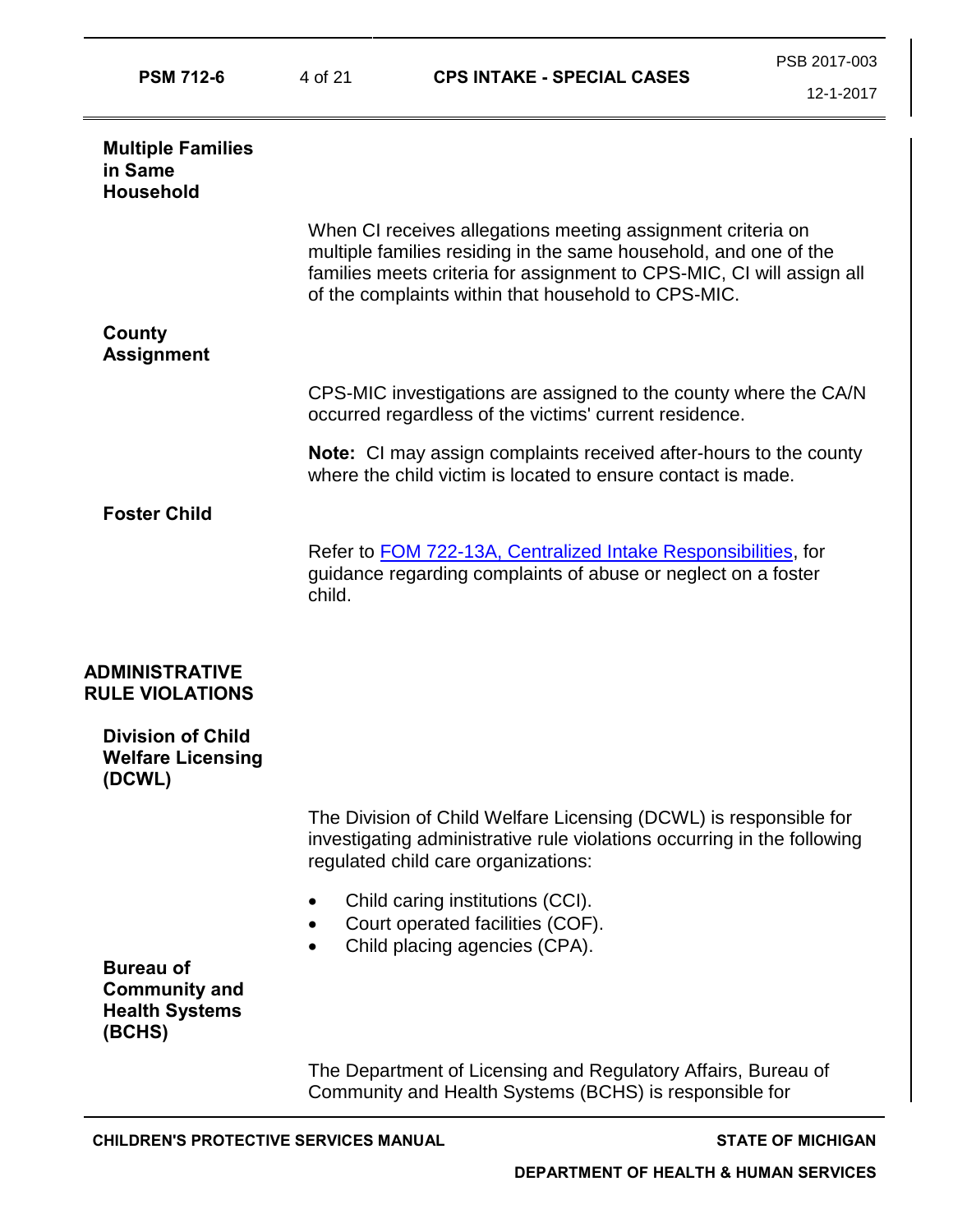### Multiple Families in Same Household

When CI receives allegations meeting assignment criteria on multiple families residing in the same household, and one of the families meets criteria for assignment to CPS-MIC, CI will assign all of the complaints within that household to CPS-MIC.

### County Assignment

CPS-MIC investigations are assigned to the county where the CA/N occurred regardless of the victims' current residence.

**Note:** CI may assign complaints received after-hours to the county where the child victim is located to ensure contact is made.

### Foster Child

Refer to FOM 722-13A, Centralized Intake Responsibilities, for guidance regarding complaints of abuse or neglect on a foster child.

## ADMINISTRATIVE RULE VIOLATIONS

### Division of Child Welfare Licensing (DCWL)

The Division of Child Welfare Licensing (DCWL) is responsible for investigating administrative rule violations occurring in the following regulated child care organizations:

- Child caring institutions (CCI).
- Court operated facilities (COF).
- Child placing agencies (CPA).

### Bureau of Community and Health Systems (BCHS)

The Department of Licensing and Regulatory Affairs, Bureau of Community and Health Systems (BCHS) is responsible for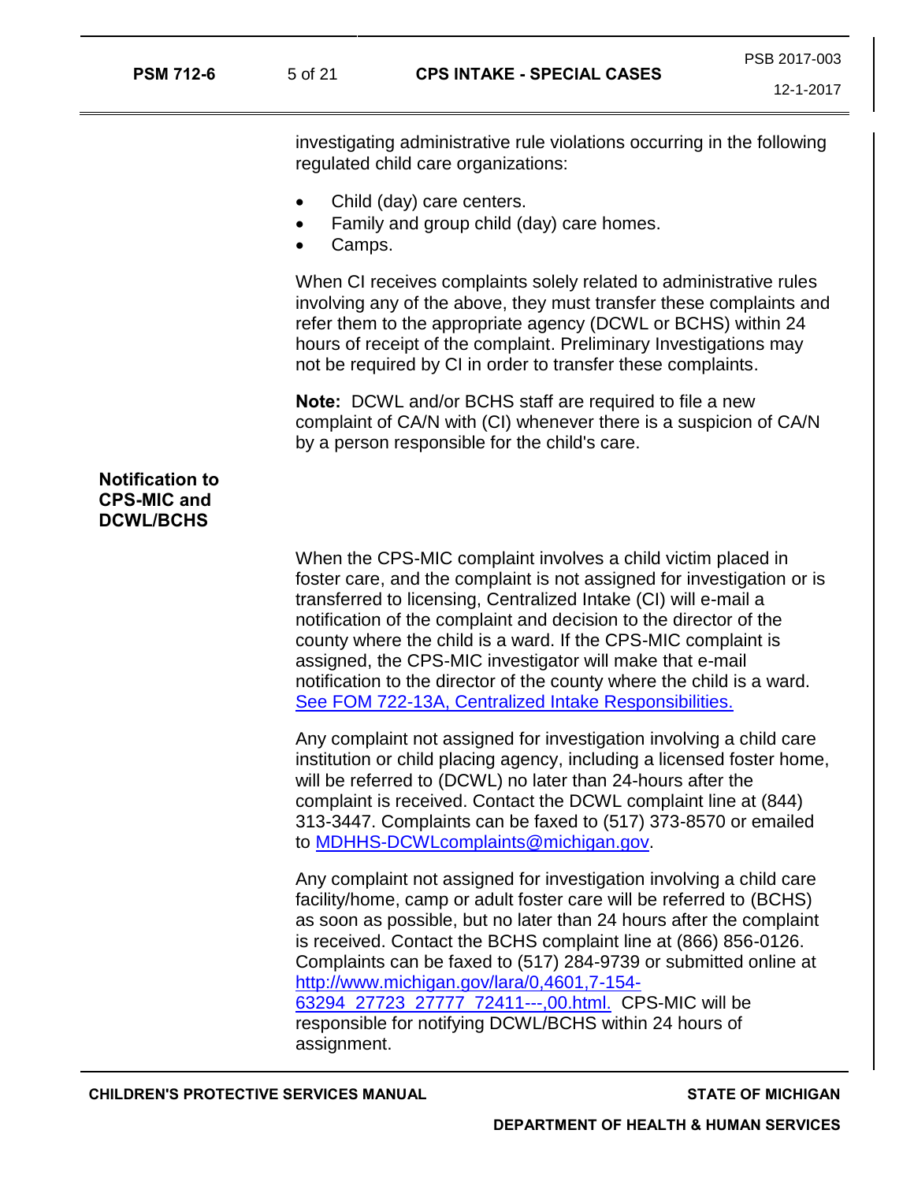investigating administrative rule violations occurring in the following regulated child care organizations:

- Child (day) care centers.
- Family and group child (day) care homes.
- Camps.

When CI receives complaints solely related to administrative rules involving any of the above, they must transfer these complaints and refer them to the appropriate agency (DCWL or BCHS) within 24 hours of receipt of the complaint. Preliminary Investigations may not be required by CI in order to transfer these complaints.

**Note:** DCWL and/or BCHS staff are required to file a new complaint of CA/N with (CI) whenever there is a suspicion of CA/N by a person responsible for the child's care.

## Notification to CPS-MIC and DCWL/BCHS

When the CPS-MIC complaint involves a child victim placed in foster care, and the complaint is not assigned for investigation or is transferred to licensing, Centralized Intake (CI) will e-mail a notification of the complaint and decision to the director of the county where the child is a ward. If the CPS-MIC complaint is assigned, the CPS-MIC investigator will make that e-mail notification to the director of the county where the child is a ward. See FOM 722-13A, Centralized Intake Responsibilities.

Any complaint not assigned for investigation involving a child care institution or child placing agency, including a licensed foster home, will be referred to (DCWL) no later than 24-hours after the complaint is received. Contact the DCWL complaint line at (844) 313-3447. Complaints can be faxed to (517) 373-8570 or emailed to MDHHS-DCWLcomplaints@michigan.gov.

Any complaint not assigned for investigation involving a child care facility/home, camp or adult foster care will be referred to (BCHS) as soon as possible, but no later than 24 hours after the complaint is received. Contact the BCHS complaint line at (866) 856-0126. Complaints can be faxed to (517) 284-9739 or submitted online at http://www.michigan.gov/lara/0,4601,7-154-63294_27723_27777_72411---,00.html. CPS-MIC will be responsible for notifying DCWL/BCHS within 24 hours of assignment.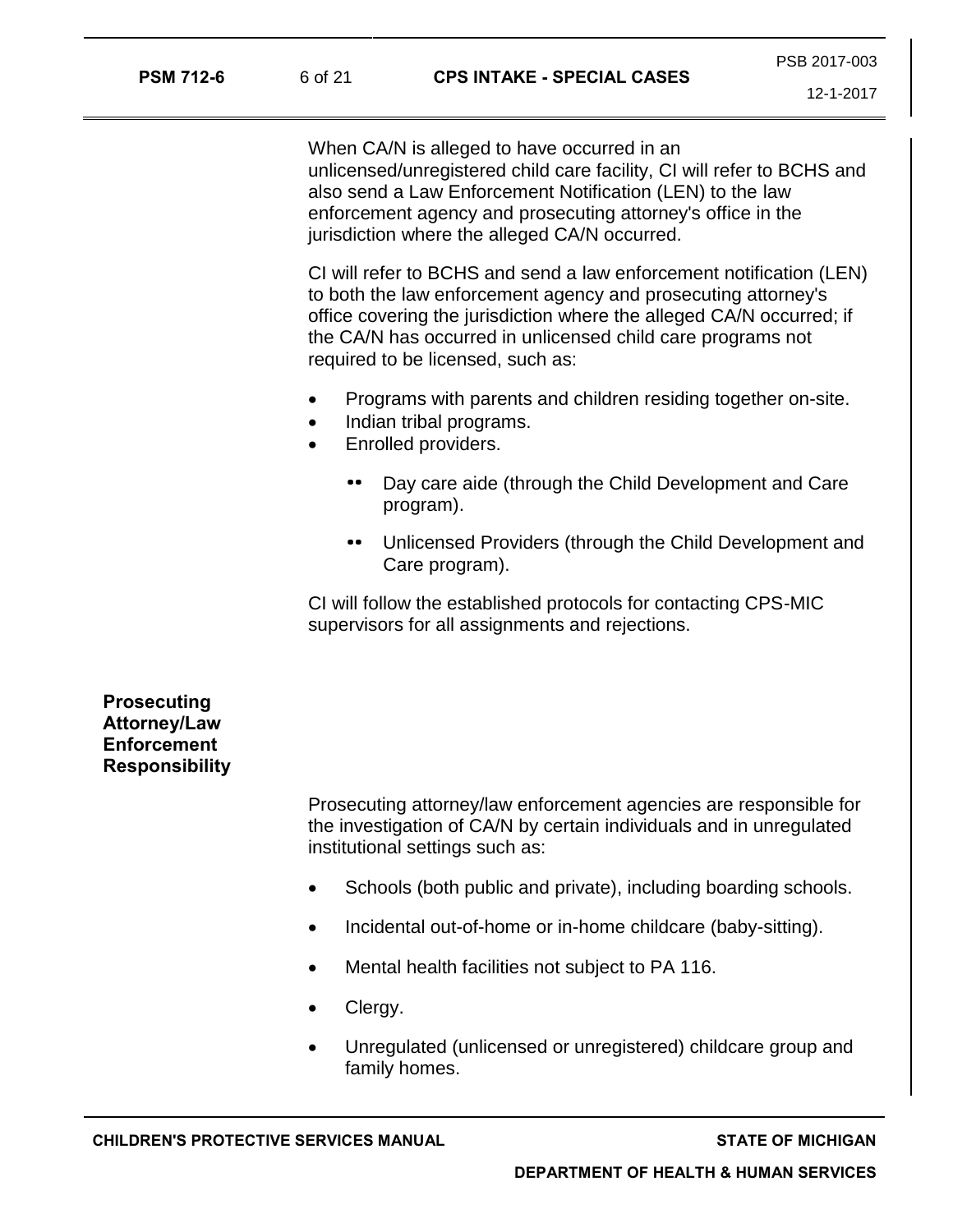When CA/N is alleged to have occurred in an unlicensed/unregistered child care facility, CI will refer to BCHS and also send a Law Enforcement Notification (LEN) to the law enforcement agency and prosecuting attorney's office in the jurisdiction where the alleged CA/N occurred.

CI will refer to BCHS and send a law enforcement notification (LEN) to both the law enforcement agency and prosecuting attorney's office covering the jurisdiction where the alleged CA/N occurred; if the CA/N has occurred in unlicensed child care programs not required to be licensed, such as:

- Programs with parents and children residing together on-site.
- Indian tribal programs.
- Enrolled providers.
  - Day care aide (through the Child Development and Care program).
  - Unlicensed Providers (through the Child Development and Care program).

CI will follow the established protocols for contacting CPS-MIC supervisors for all assignments and rejections.

## Prosecuting Attorney/Law Enforcement Responsibility

Prosecuting attorney/law enforcement agencies are responsible for the investigation of CA/N by certain individuals and in unregulated institutional settings such as:

- Schools (both public and private), including boarding schools.
- Incidental out-of-home or in-home childcare (baby-sitting).
- Mental health facilities not subject to PA 116.
- Clergy.
- Unregulated (unlicensed or unregistered) childcare group and family homes.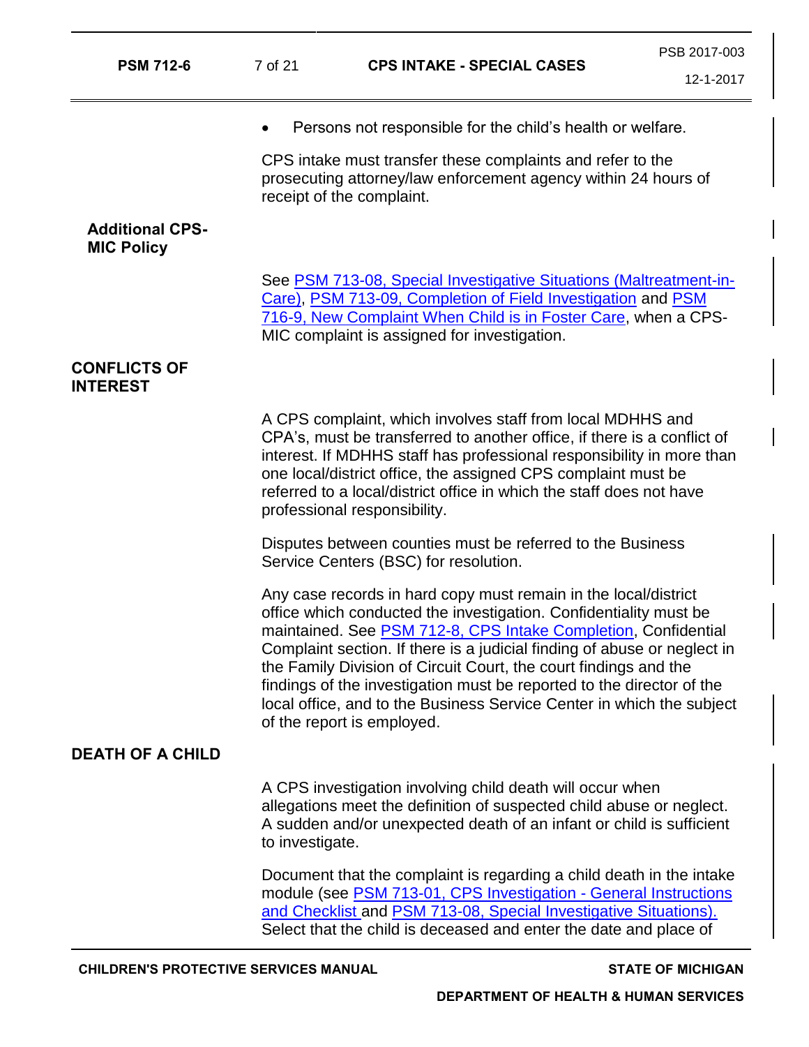- Persons not responsible for the child's health or welfare.

CPS intake must transfer these complaints and refer to the prosecuting attorney/law enforcement agency within 24 hours of receipt of the complaint.

### Additional CPS-MIC Policy

See PSM 713-08, Special Investigative Situations (Maltreatment-in-Care), PSM 713-09, Completion of Field Investigation and PSM 716-9, New Complaint When Child is in Foster Care, when a CPS-MIC complaint is assigned for investigation.

## CONFLICTS OF INTEREST

A CPS complaint, which involves staff from local MDHHS and CPA's, must be transferred to another office, if there is a conflict of interest. If MDHHS staff has professional responsibility in more than one local/district office, the assigned CPS complaint must be referred to a local/district office in which the staff does not have professional responsibility.

Disputes between counties must be referred to the Business Service Centers (BSC) for resolution.

Any case records in hard copy must remain in the local/district office which conducted the investigation. Confidentiality must be maintained. See PSM 712-8, CPS Intake Completion, Confidential Complaint section. If there is a judicial finding of abuse or neglect in the Family Division of Circuit Court, the court findings and the findings of the investigation must be reported to the director of the local office, and to the Business Service Center in which the subject of the report is employed.

## DEATH OF A CHILD

A CPS investigation involving child death will occur when allegations meet the definition of suspected child abuse or neglect. A sudden and/or unexpected death of an infant or child is sufficient to investigate.

Document that the complaint is regarding a child death in the intake module (see PSM 713-01, CPS Investigation - General Instructions and Checklist and PSM 713-08, Special Investigative Situations). Select that the child is deceased and enter the date and place of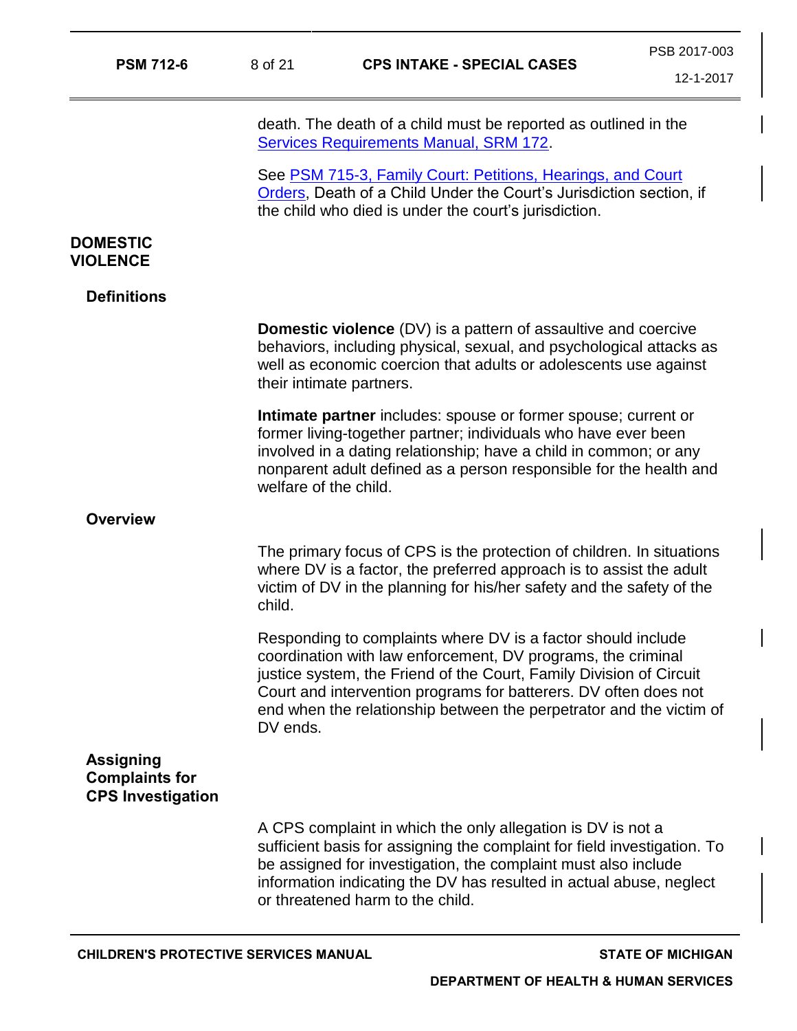death. The death of a child must be reported as outlined in the Services Requirements Manual, SRM 172.

See PSM 715-3, Family Court: Petitions, Hearings, and Court Orders, Death of a Child Under the Court's Jurisdiction section, if the child who died is under the court's jurisdiction.

# DOMESTIC VIOLENCE

## Definitions

**Domestic violence** (DV) is a pattern of assaultive and coercive behaviors, including physical, sexual, and psychological attacks as well as economic coercion that adults or adolescents use against their intimate partners.

**Intimate partner** includes: spouse or former spouse; current or former living-together partner; individuals who have ever been involved in a dating relationship; have a child in common; or any nonparent adult defined as a person responsible for the health and welfare of the child.

## Overview

The primary focus of CPS is the protection of children. In situations where DV is a factor, the preferred approach is to assist the adult victim of DV in the planning for his/her safety and the safety of the child.

Responding to complaints where DV is a factor should include coordination with law enforcement, DV programs, the criminal justice system, the Friend of the Court, Family Division of Circuit Court and intervention programs for batterers. DV often does not end when the relationship between the perpetrator and the victim of DV ends.

## Assigning Complaints for CPS Investigation

A CPS complaint in which the only allegation is DV is not a sufficient basis for assigning the complaint for field investigation. To be assigned for investigation, the complaint must also include information indicating the DV has resulted in actual abuse, neglect or threatened harm to the child.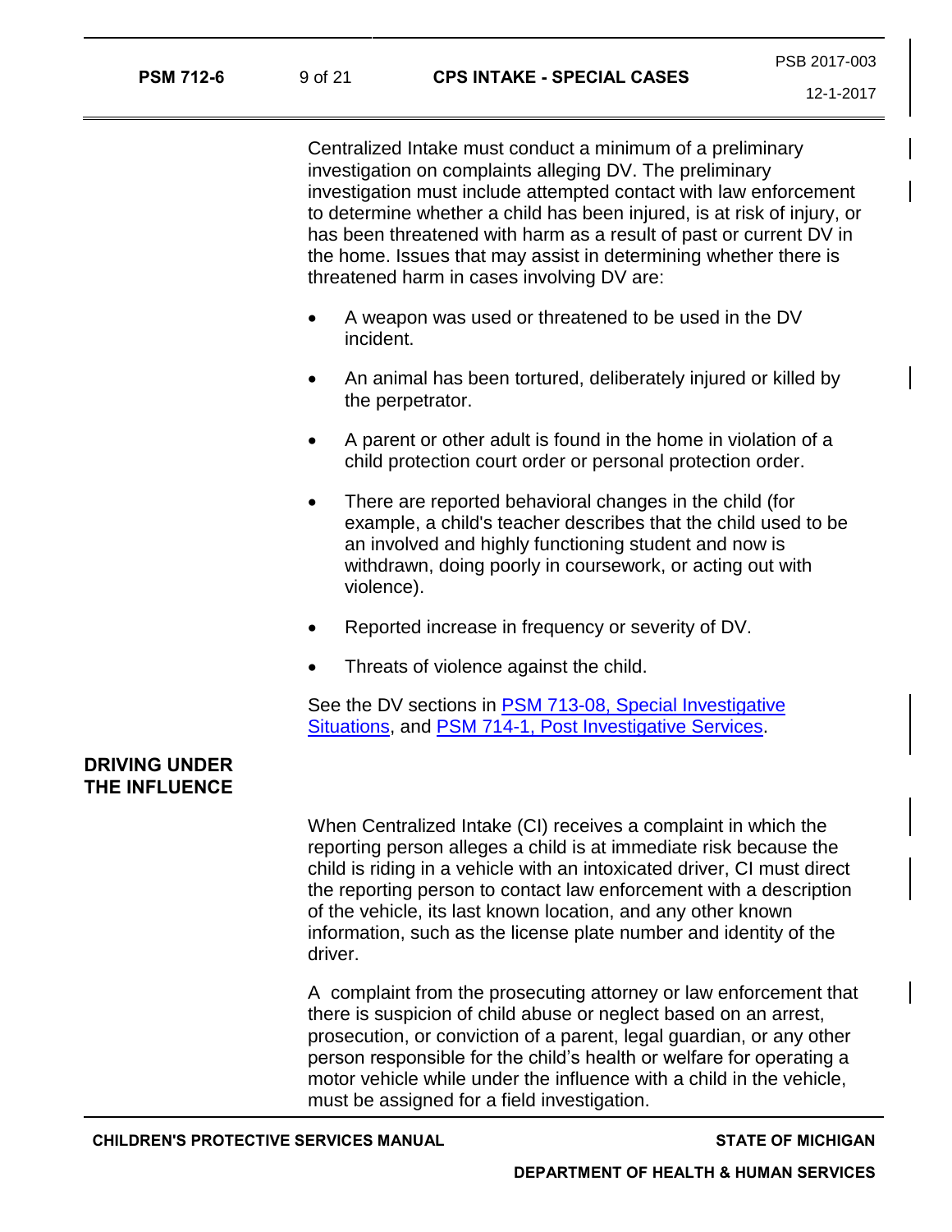Centralized Intake must conduct a minimum of a preliminary investigation on complaints alleging DV. The preliminary investigation must include attempted contact with law enforcement to determine whether a child has been injured, is at risk of injury, or has been threatened with harm as a result of past or current DV in the home. Issues that may assist in determining whether there is threatened harm in cases involving DV are:

- A weapon was used or threatened to be used in the DV incident.
- An animal has been tortured, deliberately injured or killed by the perpetrator.
- A parent or other adult is found in the home in violation of a child protection court order or personal protection order.
- There are reported behavioral changes in the child (for example, a child's teacher describes that the child used to be an involved and highly functioning student and now is withdrawn, doing poorly in coursework, or acting out with violence).
- Reported increase in frequency or severity of DV.
- Threats of violence against the child.

See the DV sections in PSM 713-08, Special Investigative Situations, and PSM 714-1, Post Investigative Services.

## DRIVING UNDER THE INFLUENCE

When Centralized Intake (CI) receives a complaint in which the reporting person alleges a child is at immediate risk because the child is riding in a vehicle with an intoxicated driver, CI must direct the reporting person to contact law enforcement with a description of the vehicle, its last known location, and any other known information, such as the license plate number and identity of the driver.

A complaint from the prosecuting attorney or law enforcement that there is suspicion of child abuse or neglect based on an arrest, prosecution, or conviction of a parent, legal guardian, or any other person responsible for the child's health or welfare for operating a motor vehicle while under the influence with a child in the vehicle, must be assigned for a field investigation.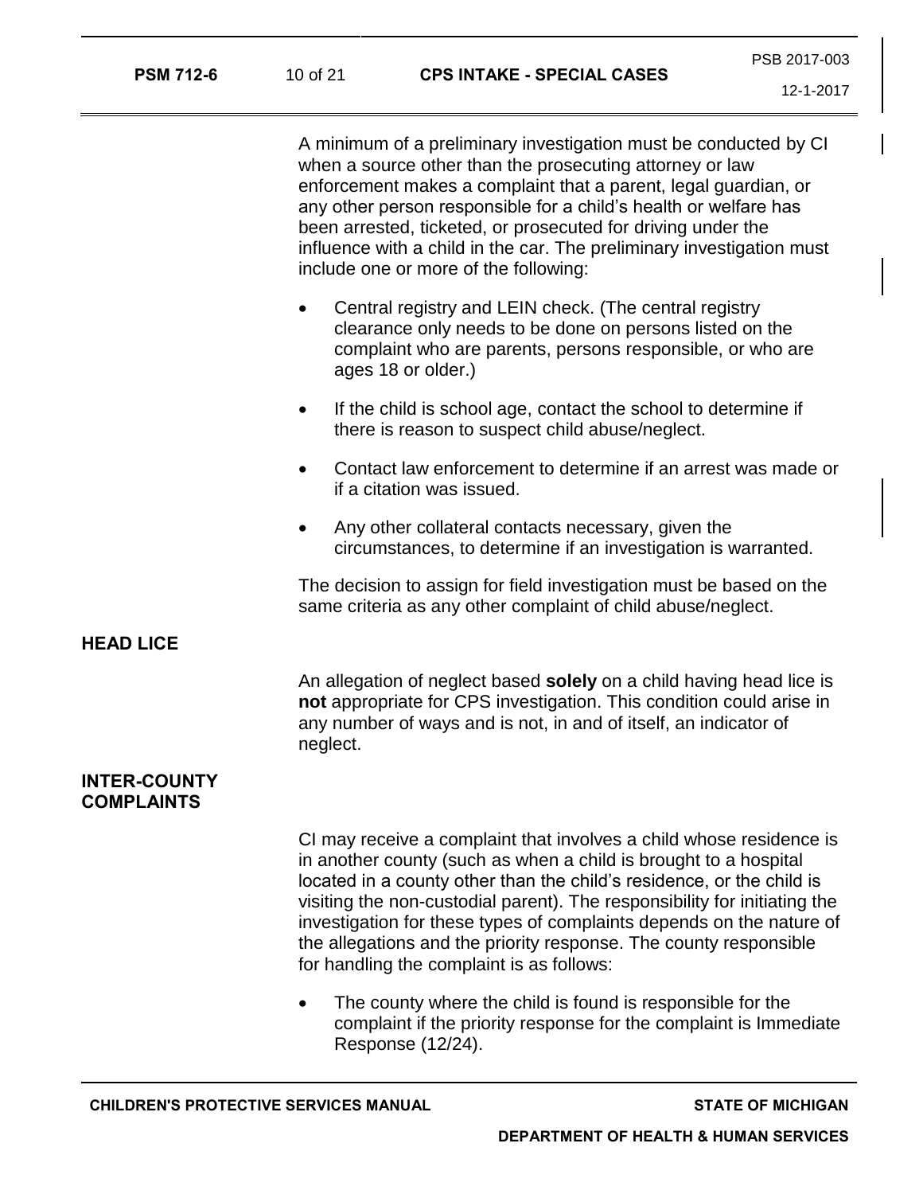A minimum of a preliminary investigation must be conducted by CI when a source other than the prosecuting attorney or law enforcement makes a complaint that a parent, legal guardian, or any other person responsible for a child's health or welfare has been arrested, ticketed, or prosecuted for driving under the influence with a child in the car. The preliminary investigation must include one or more of the following:

- Central registry and LEIN check. (The central registry clearance only needs to be done on persons listed on the complaint who are parents, persons responsible, or who are ages 18 or older.)
- If the child is school age, contact the school to determine if there is reason to suspect child abuse/neglect.
- Contact law enforcement to determine if an arrest was made or if a citation was issued.
- Any other collateral contacts necessary, given the circumstances, to determine if an investigation is warranted.

The decision to assign for field investigation must be based on the same criteria as any other complaint of child abuse/neglect.

## HEAD LICE

An allegation of neglect based **solely** on a child having head lice is **not** appropriate for CPS investigation. This condition could arise in any number of ways and is not, in and of itself, an indicator of neglect.

## INTER-COUNTY COMPLAINTS

CI may receive a complaint that involves a child whose residence is in another county (such as when a child is brought to a hospital located in a county other than the child's residence, or the child is visiting the non-custodial parent). The responsibility for initiating the investigation for these types of complaints depends on the nature of the allegations and the priority response. The county responsible for handling the complaint is as follows:

- The county where the child is found is responsible for the complaint if the priority response for the complaint is Immediate Response (12/24).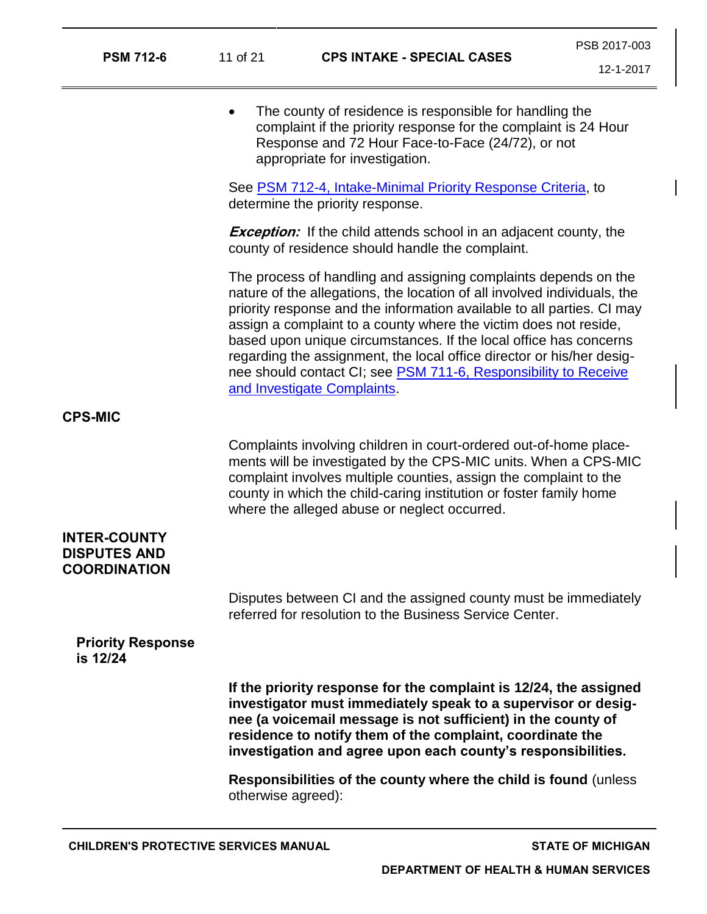- The county of residence is responsible for handling the complaint if the priority response for the complaint is 24 Hour Response and 72 Hour Face-to-Face (24/72), or not appropriate for investigation.

See [PSM 712-4, Intake-Minimal Priority Response Criteria](), to determine the priority response.

***Exception:*** If the child attends school in an adjacent county, the county of residence should handle the complaint.

The process of handling and assigning complaints depends on the nature of the allegations, the location of all involved individuals, the priority response and the information available to all parties. CI may assign a complaint to a county where the victim does not reside, based upon unique circumstances. If the local office has concerns regarding the assignment, the local office director or his/her designee should contact CI; see [PSM 711-6, Responsibility to Receive and Investigate Complaints]().

## CPS-MIC

Complaints involving children in court-ordered out-of-home placements will be investigated by the CPS-MIC units. When a CPS-MIC complaint involves multiple counties, assign the complaint to the county in which the child-caring institution or foster family home where the alleged abuse or neglect occurred.

## INTER-COUNTY DISPUTES AND COORDINATION

Disputes between CI and the assigned county must be immediately referred for resolution to the Business Service Center.

### Priority Response is 12/24

**If the priority response for the complaint is 12/24, the assigned investigator must immediately speak to a supervisor or designee (a voicemail message is not sufficient) in the county of residence to notify them of the complaint, coordinate the investigation and agree upon each county's responsibilities.**

**Responsibilities of the county where the child is found** (unless otherwise agreed):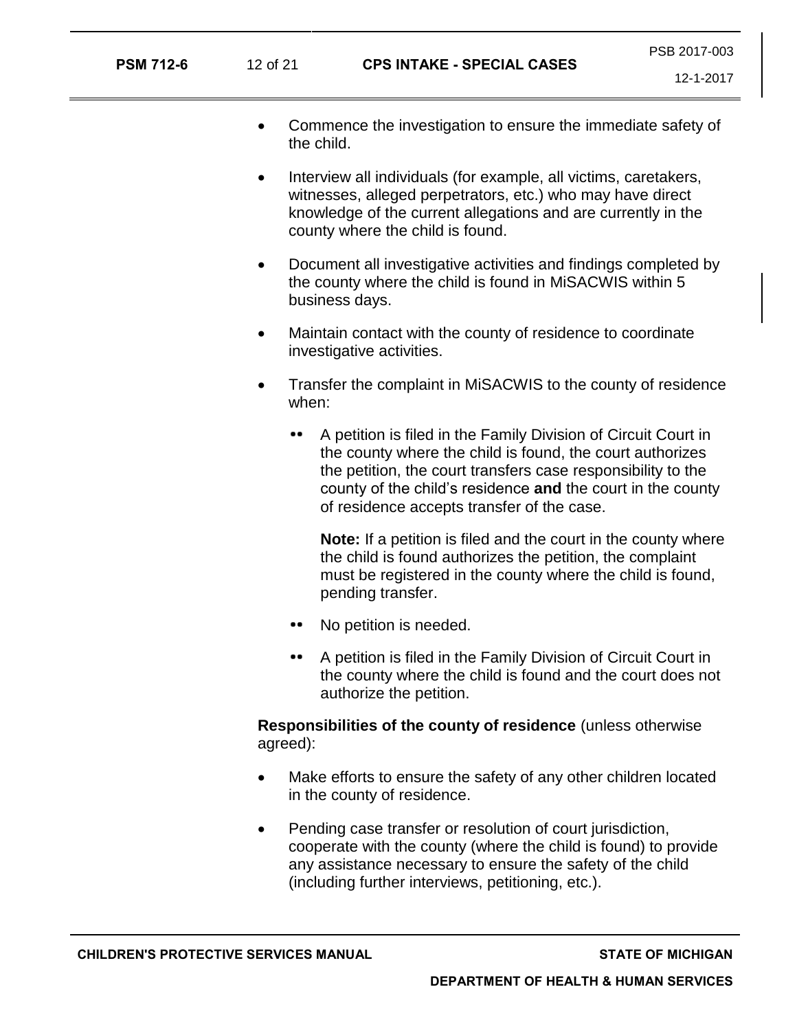- Commence the investigation to ensure the immediate safety of the child.
- Interview all individuals (for example, all victims, caretakers, witnesses, alleged perpetrators, etc.) who may have direct knowledge of the current allegations and are currently in the county where the child is found.
- Document all investigative activities and findings completed by the county where the child is found in MiSACWIS within 5 business days.
- Maintain contact with the county of residence to coordinate investigative activities.
- Transfer the complaint in MiSACWIS to the county of residence when:
  - A petition is filed in the Family Division of Circuit Court in the county where the child is found, the court authorizes the petition, the court transfers case responsibility to the county of the child's residence **and** the court in the county of residence accepts transfer of the case.

    **Note:** If a petition is filed and the court in the county where the child is found authorizes the petition, the complaint must be registered in the county where the child is found, pending transfer.
  - No petition is needed.
  - A petition is filed in the Family Division of Circuit Court in the county where the child is found and the court does not authorize the petition.

**Responsibilities of the county of residence** (unless otherwise agreed):

- Make efforts to ensure the safety of any other children located in the county of residence.
- Pending case transfer or resolution of court jurisdiction, cooperate with the county (where the child is found) to provide any assistance necessary to ensure the safety of the child (including further interviews, petitioning, etc.).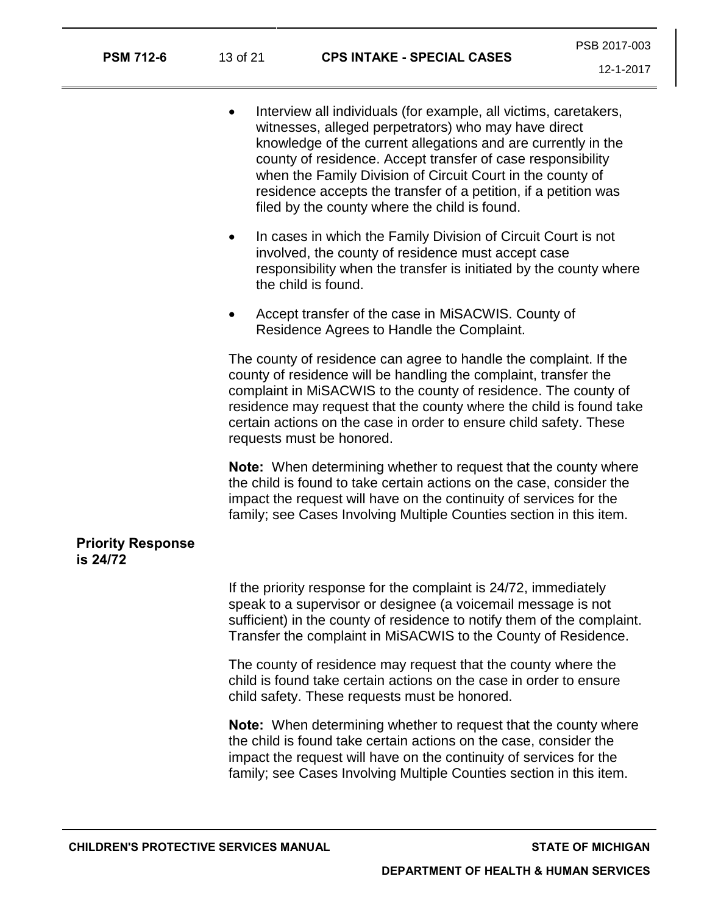- Interview all individuals (for example, all victims, caretakers, witnesses, alleged perpetrators) who may have direct knowledge of the current allegations and are currently in the county of residence. Accept transfer of case responsibility when the Family Division of Circuit Court in the county of residence accepts the transfer of a petition, if a petition was filed by the county where the child is found.
- In cases in which the Family Division of Circuit Court is not involved, the county of residence must accept case responsibility when the transfer is initiated by the county where the child is found.
- Accept transfer of the case in MiSACWIS. County of Residence Agrees to Handle the Complaint.

The county of residence can agree to handle the complaint. If the county of residence will be handling the complaint, transfer the complaint in MiSACWIS to the county of residence. The county of residence may request that the county where the child is found take certain actions on the case in order to ensure child safety. These requests must be honored.

**Note:** When determining whether to request that the county where the child is found to take certain actions on the case, consider the impact the request will have on the continuity of services for the family; see Cases Involving Multiple Counties section in this item.

## Priority Response is 24/72

If the priority response for the complaint is 24/72, immediately speak to a supervisor or designee (a voicemail message is not sufficient) in the county of residence to notify them of the complaint. Transfer the complaint in MiSACWIS to the County of Residence.

The county of residence may request that the county where the child is found take certain actions on the case in order to ensure child safety. These requests must be honored.

**Note:** When determining whether to request that the county where the child is found take certain actions on the case, consider the impact the request will have on the continuity of services for the family; see Cases Involving Multiple Counties section in this item.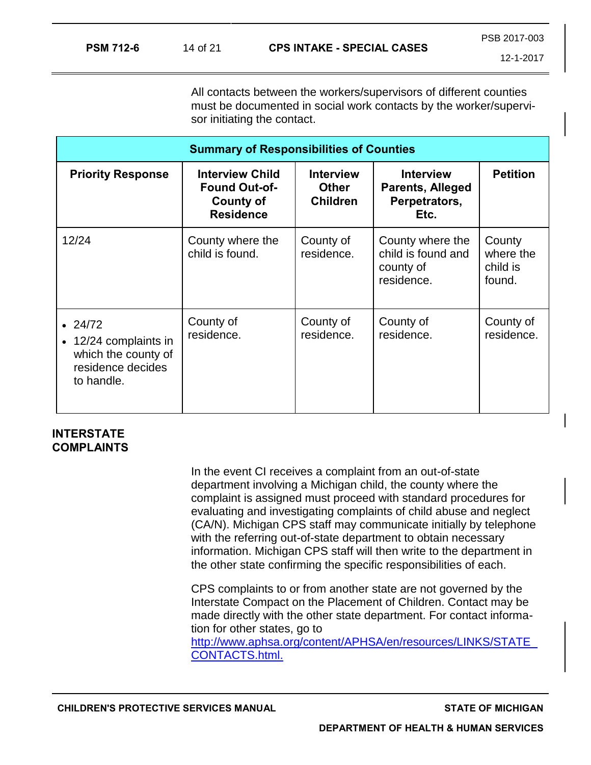All contacts between the workers/supervisors of different counties must be documented in social work contacts by the worker/supervisor initiating the contact.

| Summary of Responsibilities of Counties | | | | |
|---|---|---|---|---|
| **Priority Response** | **Interview Child Found Out-of-County of Residence** | **Interview Other Children** | **Interview Parents, Alleged Perpetrators, Etc.** | **Petition** |
| 12/24 | County where the child is found. | County of residence. | County where the child is found and county of residence. | County where the child is found. |
| • 24/72<br>• 12/24 complaints in which the county of residence decides to handle. | County of residence. | County of residence. | County of residence. | County of residence. |

## INTERSTATE COMPLAINTS

In the event CI receives a complaint from an out-of-state department involving a Michigan child, the county where the complaint is assigned must proceed with standard procedures for evaluating and investigating complaints of child abuse and neglect (CA/N). Michigan CPS staff may communicate initially by telephone with the referring out-of-state department to obtain necessary information. Michigan CPS staff will then write to the department in the other state confirming the specific responsibilities of each.

CPS complaints to or from another state are not governed by the Interstate Compact on the Placement of Children. Contact may be made directly with the other state department. For contact information for other states, go to [http://www.aphsa.org/content/APHSA/en/resources/LINKS/STATE_CONTACTS.html.](http://www.aphsa.org/content/APHSA/en/resources/LINKS/STATE_CONTACTS.html)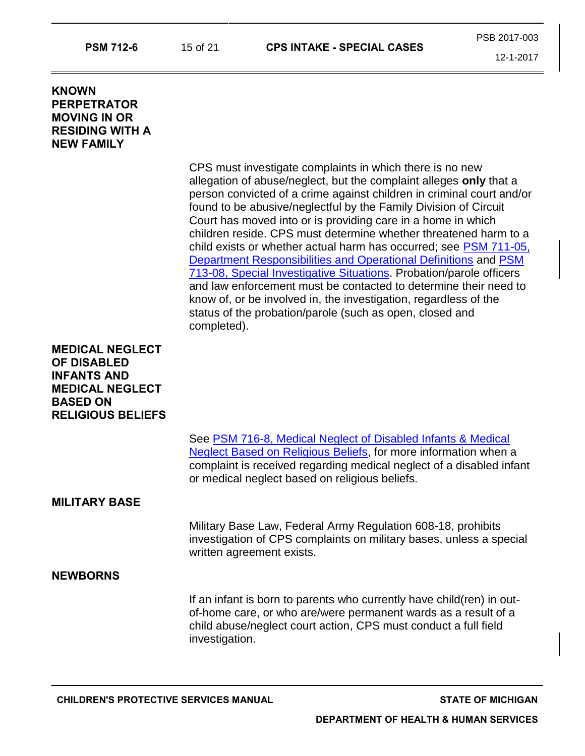## KNOWN PERPETRATOR MOVING IN OR RESIDING WITH A NEW FAMILY

CPS must investigate complaints in which there is no new allegation of abuse/neglect, but the complaint alleges **only** that a person convicted of a crime against children in criminal court and/or found to be abusive/neglectful by the Family Division of Circuit Court has moved into or is providing care in a home in which children reside. CPS must determine whether threatened harm to a child exists or whether actual harm has occurred; see PSM 711-05, Department Responsibilities and Operational Definitions and PSM 713-08, Special Investigative Situations. Probation/parole officers and law enforcement must be contacted to determine their need to know of, or be involved in, the investigation, regardless of the status of the probation/parole (such as open, closed and completed).

## MEDICAL NEGLECT OF DISABLED INFANTS AND MEDICAL NEGLECT BASED ON RELIGIOUS BELIEFS

See PSM 716-8, Medical Neglect of Disabled Infants & Medical Neglect Based on Religious Beliefs, for more information when a complaint is received regarding medical neglect of a disabled infant or medical neglect based on religious beliefs.

## MILITARY BASE

Military Base Law, Federal Army Regulation 608-18, prohibits investigation of CPS complaints on military bases, unless a special written agreement exists.

## NEWBORNS

If an infant is born to parents who currently have child(ren) in out-of-home care, or who are/were permanent wards as a result of a child abuse/neglect court action, CPS must conduct a full field investigation.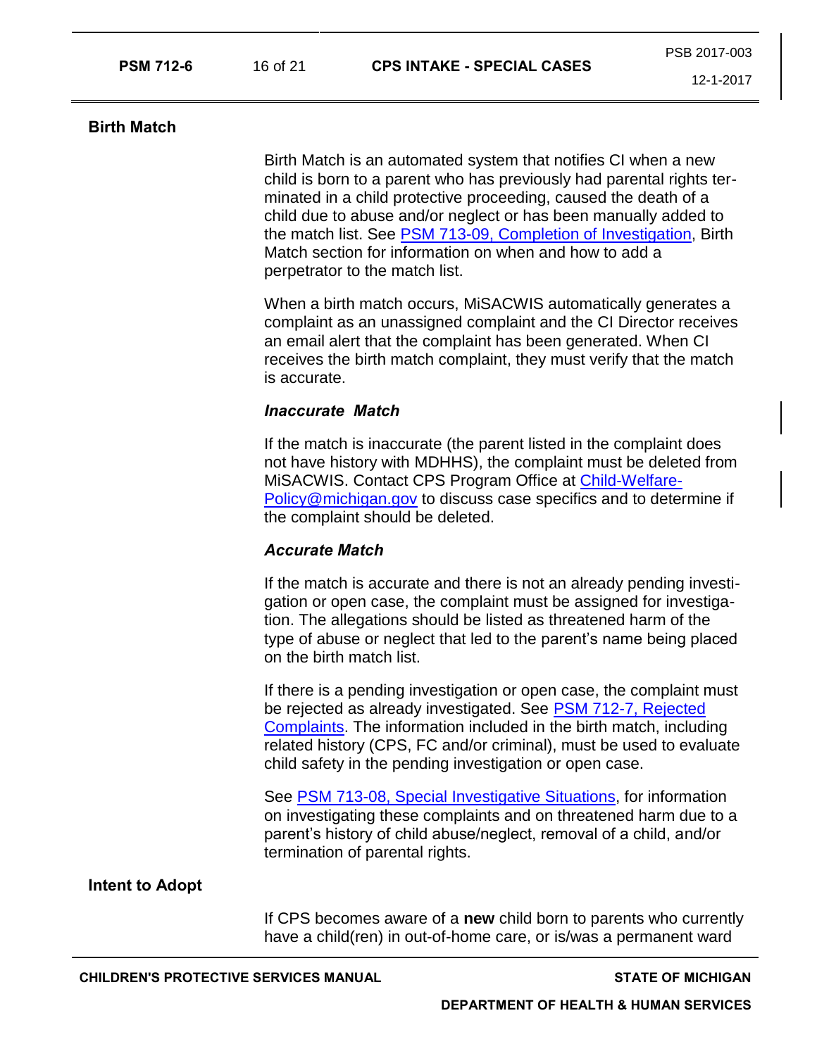## Birth Match

Birth Match is an automated system that notifies CI when a new child is born to a parent who has previously had parental rights terminated in a child protective proceeding, caused the death of a child due to abuse and/or neglect or has been manually added to the match list. See [PSM 713-09, Completion of Investigation](), Birth Match section for information on when and how to add a perpetrator to the match list.

When a birth match occurs, MiSACWIS automatically generates a complaint as an unassigned complaint and the CI Director receives an email alert that the complaint has been generated. When CI receives the birth match complaint, they must verify that the match is accurate.

### *Inaccurate Match*

If the match is inaccurate (the parent listed in the complaint does not have history with MDHHS), the complaint must be deleted from MiSACWIS. Contact CPS Program Office at [Child-Welfare-Policy@michigan.gov](mailto:Child-Welfare-Policy@michigan.gov) to discuss case specifics and to determine if the complaint should be deleted.

### *Accurate Match*

If the match is accurate and there is not an already pending investigation or open case, the complaint must be assigned for investigation. The allegations should be listed as threatened harm of the type of abuse or neglect that led to the parent's name being placed on the birth match list.

If there is a pending investigation or open case, the complaint must be rejected as already investigated. See [PSM 712-7, Rejected Complaints](). The information included in the birth match, including related history (CPS, FC and/or criminal), must be used to evaluate child safety in the pending investigation or open case.

See [PSM 713-08, Special Investigative Situations](), for information on investigating these complaints and on threatened harm due to a parent's history of child abuse/neglect, removal of a child, and/or termination of parental rights.

## Intent to Adopt

If CPS becomes aware of a **new** child born to parents who currently have a child(ren) in out-of-home care, or is/was a permanent ward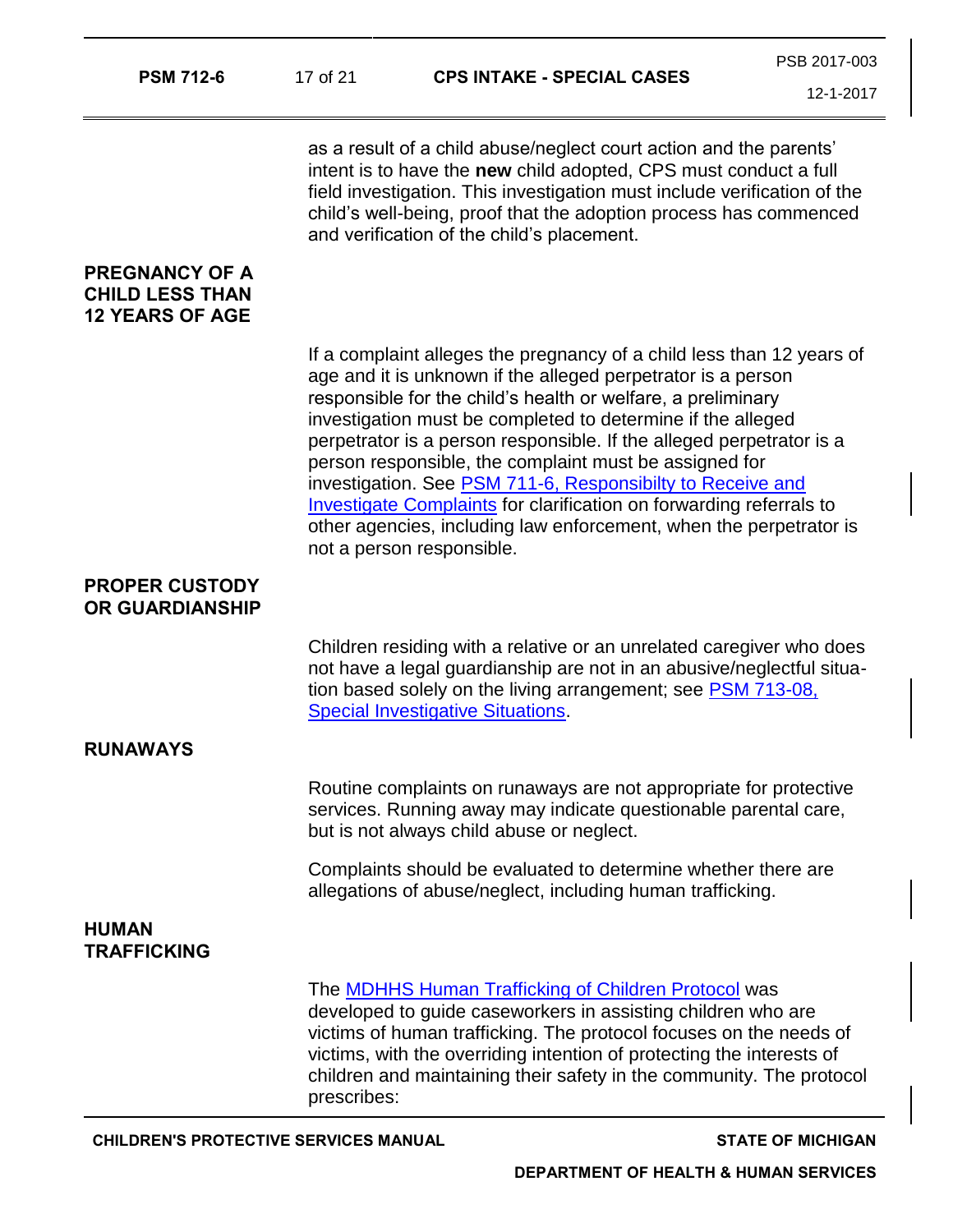as a result of a child abuse/neglect court action and the parents' intent is to have the **new** child adopted, CPS must conduct a full field investigation. This investigation must include verification of the child's well-being, proof that the adoption process has commenced and verification of the child's placement.

## PREGNANCY OF A CHILD LESS THAN 12 YEARS OF AGE

If a complaint alleges the pregnancy of a child less than 12 years of age and it is unknown if the alleged perpetrator is a person responsible for the child's health or welfare, a preliminary investigation must be completed to determine if the alleged perpetrator is a person responsible. If the alleged perpetrator is a person responsible, the complaint must be assigned for investigation. See PSM 711-6, Responsibilty to Receive and Investigate Complaints for clarification on forwarding referrals to other agencies, including law enforcement, when the perpetrator is not a person responsible.

## PROPER CUSTODY OR GUARDIANSHIP

Children residing with a relative or an unrelated caregiver who does not have a legal guardianship are not in an abusive/neglectful situation based solely on the living arrangement; see PSM 713-08, Special Investigative Situations.

## RUNAWAYS

Routine complaints on runaways are not appropriate for protective services. Running away may indicate questionable parental care, but is not always child abuse or neglect.

Complaints should be evaluated to determine whether there are allegations of abuse/neglect, including human trafficking.

## HUMAN TRAFFICKING

The MDHHS Human Trafficking of Children Protocol was developed to guide caseworkers in assisting children who are victims of human trafficking. The protocol focuses on the needs of victims, with the overriding intention of protecting the interests of children and maintaining their safety in the community. The protocol prescribes: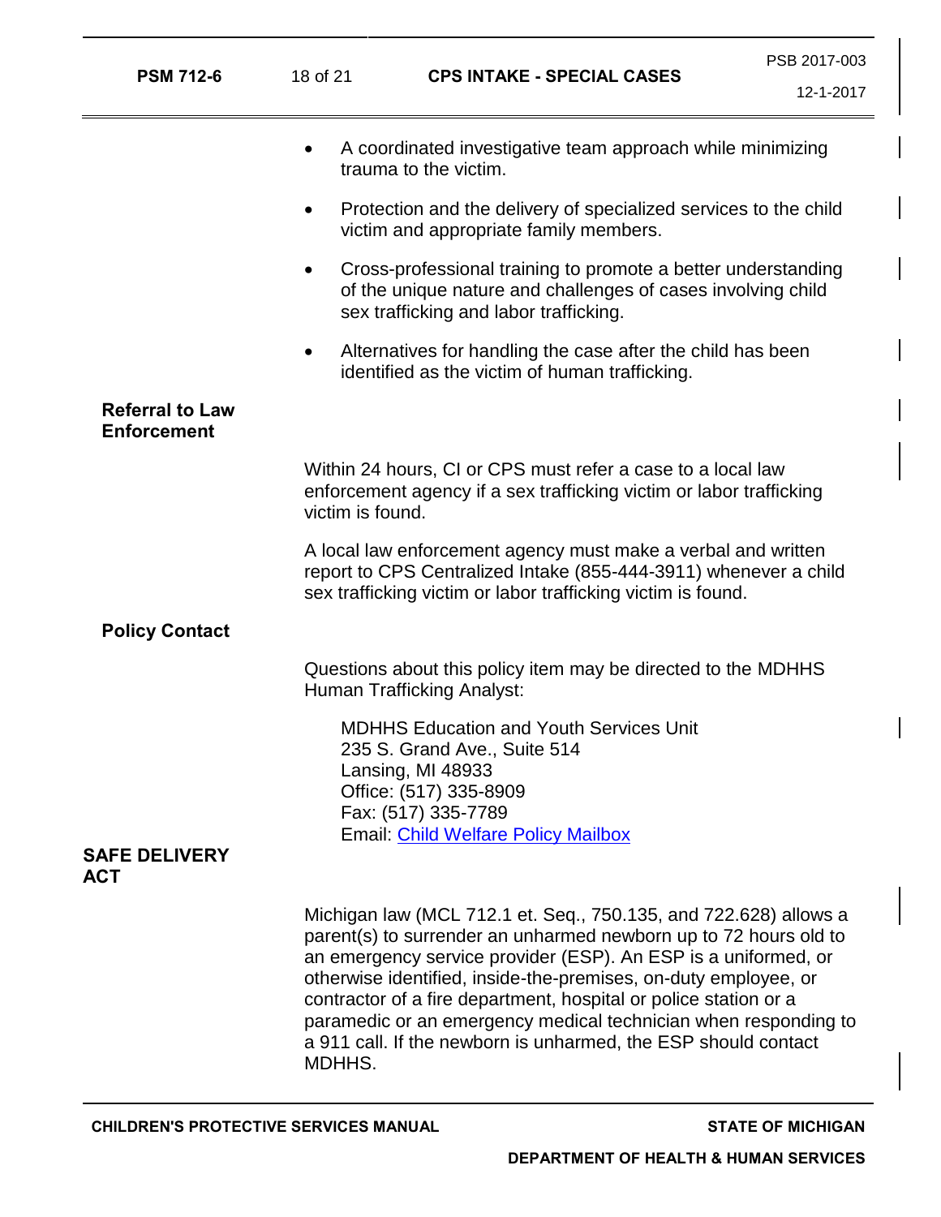- A coordinated investigative team approach while minimizing trauma to the victim.
- Protection and the delivery of specialized services to the child victim and appropriate family members.
- Cross-professional training to promote a better understanding of the unique nature and challenges of cases involving child sex trafficking and labor trafficking.
- Alternatives for handling the case after the child has been identified as the victim of human trafficking.

### Referral to Law Enforcement

Within 24 hours, CI or CPS must refer a case to a local law enforcement agency if a sex trafficking victim or labor trafficking victim is found.

A local law enforcement agency must make a verbal and written report to CPS Centralized Intake (855-444-3911) whenever a child sex trafficking victim or labor trafficking victim is found.

### Policy Contact

Questions about this policy item may be directed to the MDHHS Human Trafficking Analyst:

MDHHS Education and Youth Services Unit
235 S. Grand Ave., Suite 514
Lansing, MI 48933
Office: (517) 335-8909
Fax: (517) 335-7789
Email: Child Welfare Policy Mailbox

## SAFE DELIVERY ACT

Michigan law (MCL 712.1 et. Seq., 750.135, and 722.628) allows a parent(s) to surrender an unharmed newborn up to 72 hours old to an emergency service provider (ESP). An ESP is a uniformed, or otherwise identified, inside-the-premises, on-duty employee, or contractor of a fire department, hospital or police station or a paramedic or an emergency medical technician when responding to a 911 call. If the newborn is unharmed, the ESP should contact MDHHS.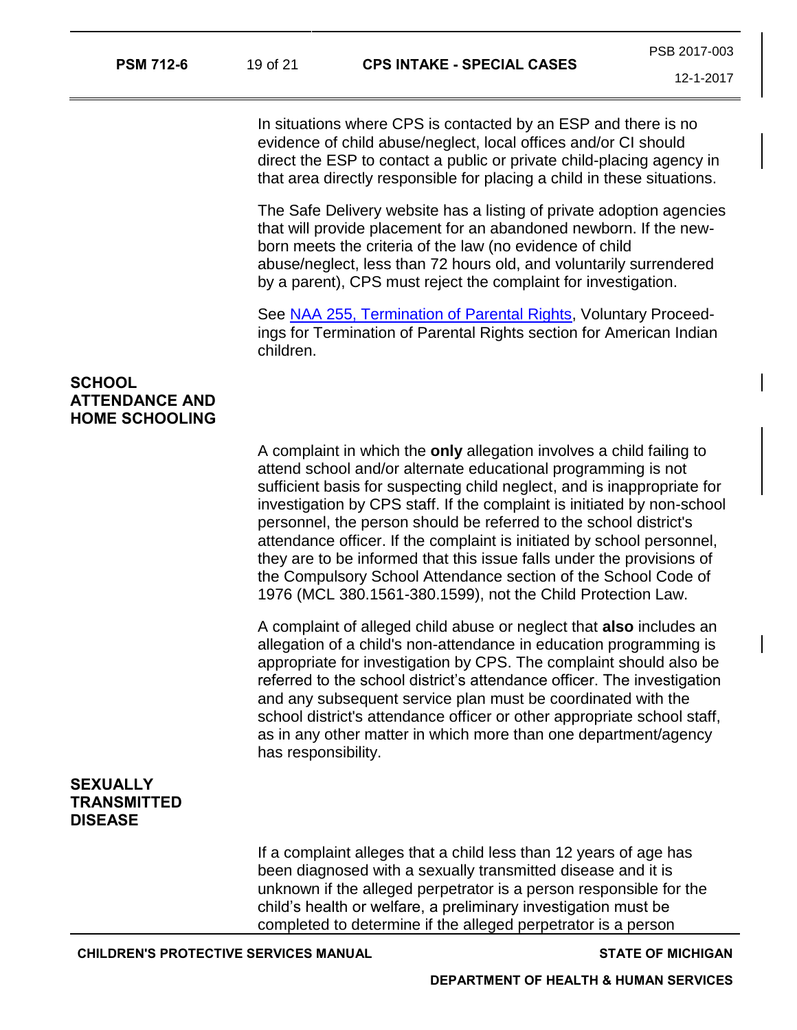In situations where CPS is contacted by an ESP and there is no evidence of child abuse/neglect, local offices and/or CI should direct the ESP to contact a public or private child-placing agency in that area directly responsible for placing a child in these situations.

The Safe Delivery website has a listing of private adoption agencies that will provide placement for an abandoned newborn. If the newborn meets the criteria of the law (no evidence of child abuse/neglect, less than 72 hours old, and voluntarily surrendered by a parent), CPS must reject the complaint for investigation.

See NAA 255, Termination of Parental Rights, Voluntary Proceedings for Termination of Parental Rights section for American Indian children.

## SCHOOL ATTENDANCE AND HOME SCHOOLING

A complaint in which the **only** allegation involves a child failing to attend school and/or alternate educational programming is not sufficient basis for suspecting child neglect, and is inappropriate for investigation by CPS staff. If the complaint is initiated by non-school personnel, the person should be referred to the school district's attendance officer. If the complaint is initiated by school personnel, they are to be informed that this issue falls under the provisions of the Compulsory School Attendance section of the School Code of 1976 (MCL 380.1561-380.1599), not the Child Protection Law.

A complaint of alleged child abuse or neglect that **also** includes an allegation of a child's non-attendance in education programming is appropriate for investigation by CPS. The complaint should also be referred to the school district's attendance officer. The investigation and any subsequent service plan must be coordinated with the school district's attendance officer or other appropriate school staff, as in any other matter in which more than one department/agency has responsibility.

## SEXUALLY TRANSMITTED DISEASE

If a complaint alleges that a child less than 12 years of age has been diagnosed with a sexually transmitted disease and it is unknown if the alleged perpetrator is a person responsible for the child's health or welfare, a preliminary investigation must be completed to determine if the alleged perpetrator is a person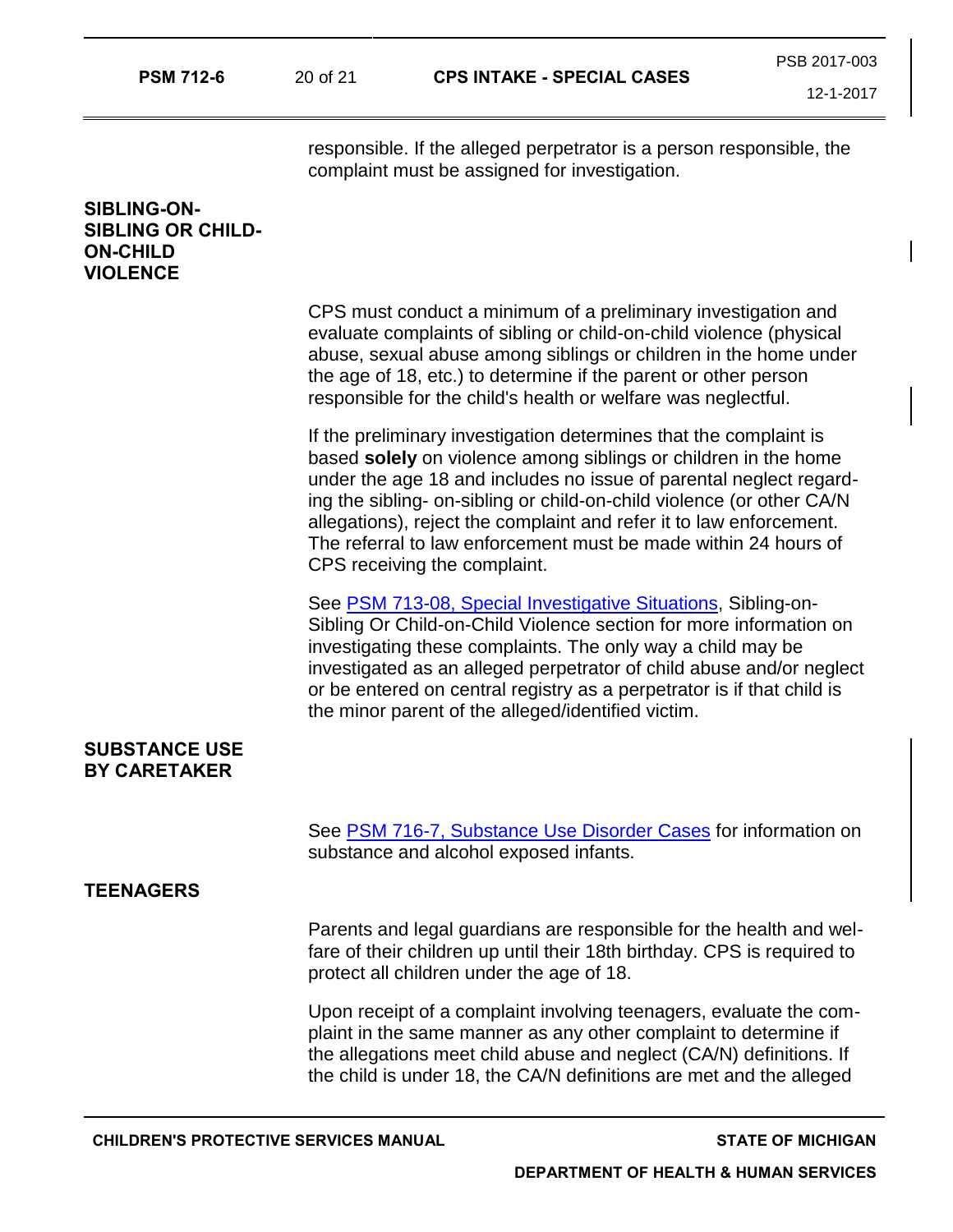responsible. If the alleged perpetrator is a person responsible, the complaint must be assigned for investigation.

## SIBLING-ON-SIBLING OR CHILD-ON-CHILD VIOLENCE

CPS must conduct a minimum of a preliminary investigation and evaluate complaints of sibling or child-on-child violence (physical abuse, sexual abuse among siblings or children in the home under the age of 18, etc.) to determine if the parent or other person responsible for the child's health or welfare was neglectful.

If the preliminary investigation determines that the complaint is based **solely** on violence among siblings or children in the home under the age 18 and includes no issue of parental neglect regarding the sibling- on-sibling or child-on-child violence (or other CA/N allegations), reject the complaint and refer it to law enforcement. The referral to law enforcement must be made within 24 hours of CPS receiving the complaint.

See PSM 713-08, Special Investigative Situations, Sibling-on-Sibling Or Child-on-Child Violence section for more information on investigating these complaints. The only way a child may be investigated as an alleged perpetrator of child abuse and/or neglect or be entered on central registry as a perpetrator is if that child is the minor parent of the alleged/identified victim.

## SUBSTANCE USE BY CARETAKER

See PSM 716-7, Substance Use Disorder Cases for information on substance and alcohol exposed infants.

## TEENAGERS

Parents and legal guardians are responsible for the health and welfare of their children up until their 18th birthday. CPS is required to protect all children under the age of 18.

Upon receipt of a complaint involving teenagers, evaluate the complaint in the same manner as any other complaint to determine if the allegations meet child abuse and neglect (CA/N) definitions. If the child is under 18, the CA/N definitions are met and the alleged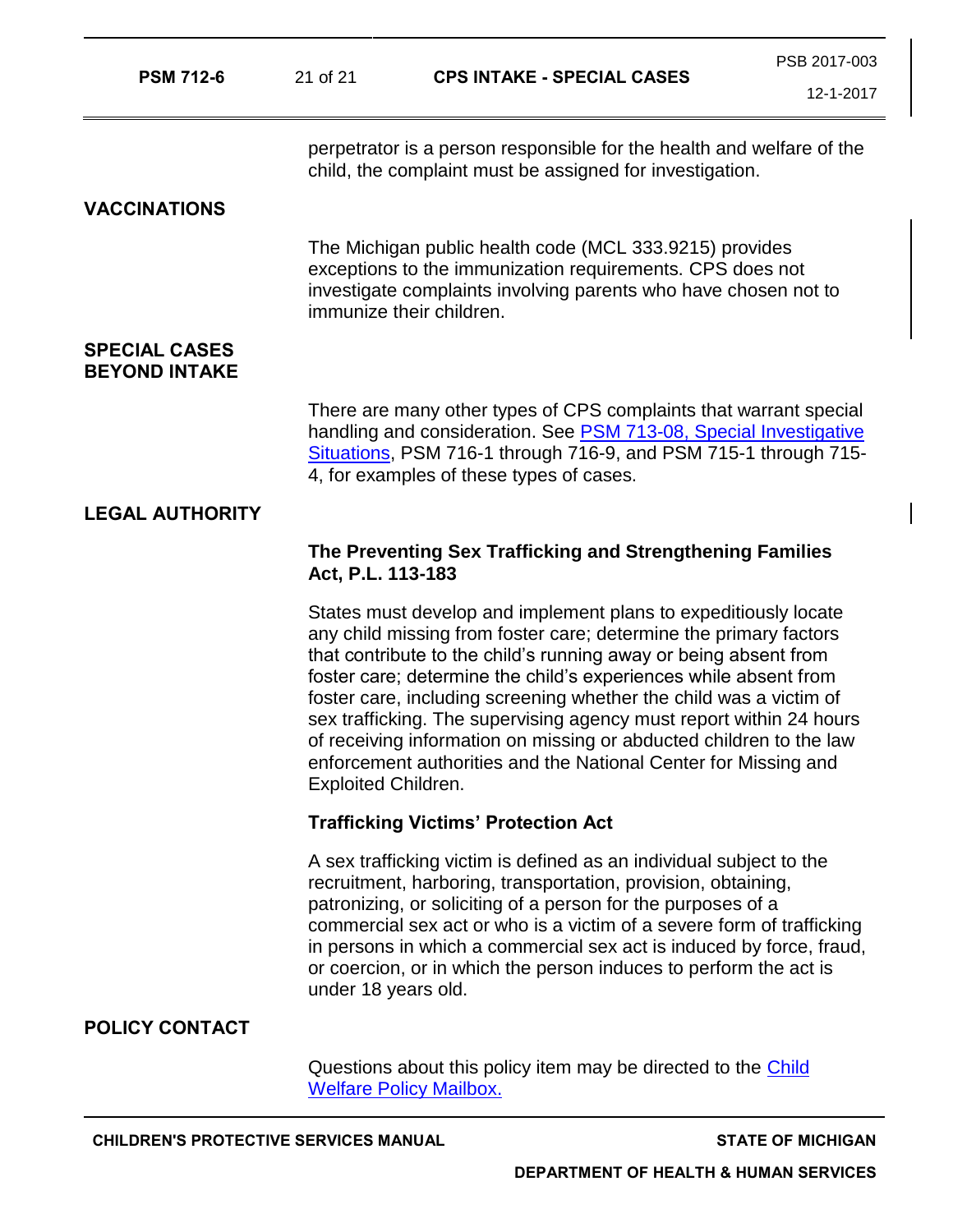perpetrator is a person responsible for the health and welfare of the child, the complaint must be assigned for investigation.

## VACCINATIONS

The Michigan public health code (MCL 333.9215) provides exceptions to the immunization requirements. CPS does not investigate complaints involving parents who have chosen not to immunize their children.

## SPECIAL CASES BEYOND INTAKE

There are many other types of CPS complaints that warrant special handling and consideration. See [PSM 713-08, Special Investigative Situations](), PSM 716-1 through 716-9, and PSM 715-1 through 715-4, for examples of these types of cases.

## LEGAL AUTHORITY

**The Preventing Sex Trafficking and Strengthening Families Act, P.L. 113-183**

States must develop and implement plans to expeditiously locate any child missing from foster care; determine the primary factors that contribute to the child's running away or being absent from foster care; determine the child's experiences while absent from foster care, including screening whether the child was a victim of sex trafficking. The supervising agency must report within 24 hours of receiving information on missing or abducted children to the law enforcement authorities and the National Center for Missing and Exploited Children.

**Trafficking Victims' Protection Act**

A sex trafficking victim is defined as an individual subject to the recruitment, harboring, transportation, provision, obtaining, patronizing, or soliciting of a person for the purposes of a commercial sex act or who is a victim of a severe form of trafficking in persons in which a commercial sex act is induced by force, fraud, or coercion, or in which the person induces to perform the act is under 18 years old.

## POLICY CONTACT

Questions about this policy item may be directed to the [Child Welfare Policy Mailbox.]()